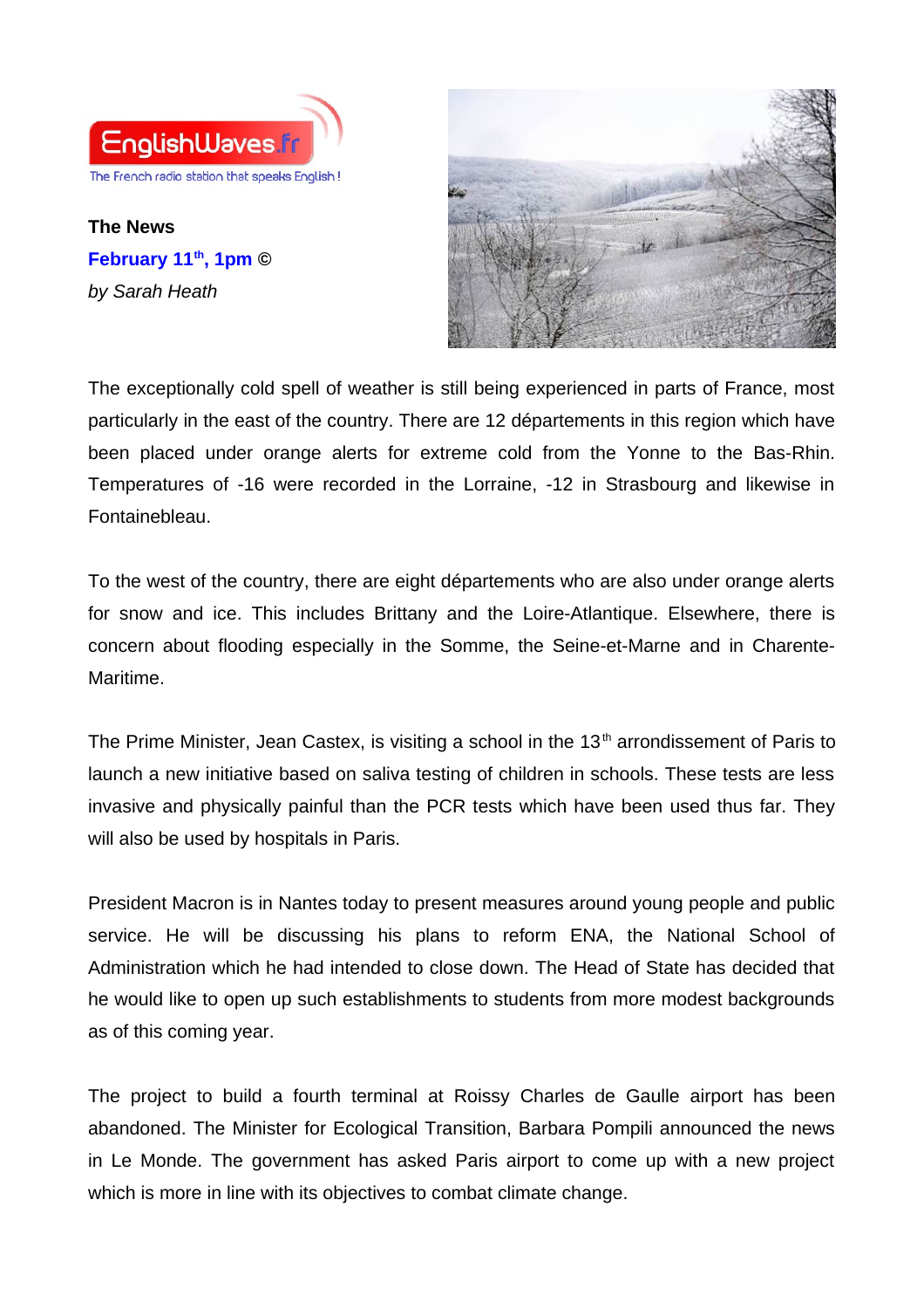EnglishWaves.fr

The French radio station that speaks English !

**The News**

**February 11th, 1pm ©**

*by Sarah Heath*

The exceptionally cold spell of weather is still being experienced in parts of France, most particularly in the east of the country. There are 12 départements in this region which have been placed under orange alerts for extreme cold from the Yonne to the Bas-Rhin. Temperatures of -16 were recorded in the Lorraine, -12 in Strasbourg and likewise in Fontainebleau.

To the west of the country, there are eight départements who are also under orange alerts for snow and ice. This includes Brittany and the Loire-Atlantique. Elsewhere, there is concern about flooding especially in the Somme, the Seine-et-Marne and in Charente-Maritime.

The Prime Minister, Jean Castex, is visiting a school in the 13th arrondissement of Paris to launch a new initiative based on saliva testing of children in schools. These tests are less invasive and physically painful than the PCR tests which have been used thus far. They will also be used by hospitals in Paris.

President Macron is in Nantes today to present measures around young people and public service. He will be discussing his plans to reform ENA, the National School of Administration which he had intended to close down. The Head of State has decided that he would like to open up such establishments to students from more modest backgrounds as of this coming year.

The project to build a fourth terminal at Roissy Charles de Gaulle airport has been abandoned. The Minister for Ecological Transition, Barbara Pompili announced the news in Le Monde. The government has asked Paris airport to come up with a new project which is more in line with its objectives to combat climate change.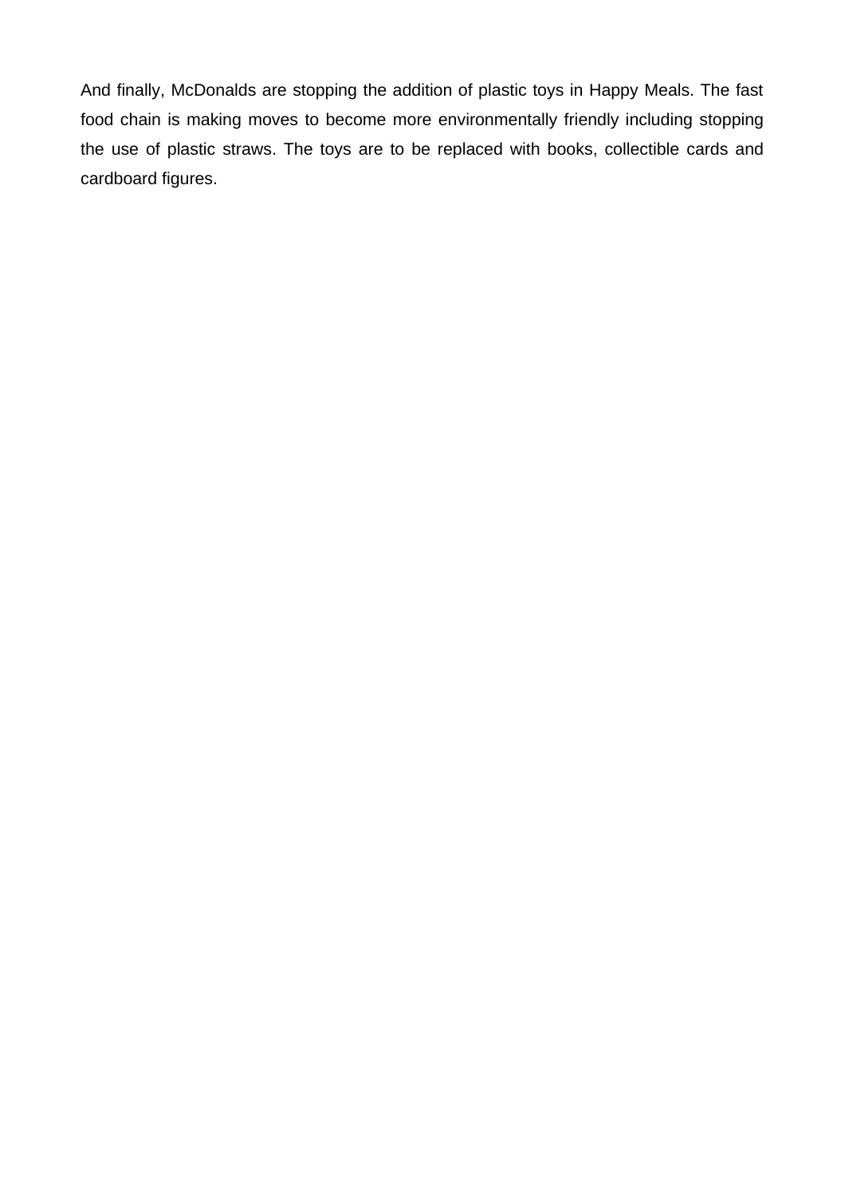And finally, McDonalds are stopping the addition of plastic toys in Happy Meals. The fast food chain is making moves to become more environmentally friendly including stopping the use of plastic straws. The toys are to be replaced with books, collectible cards and cardboard figures.